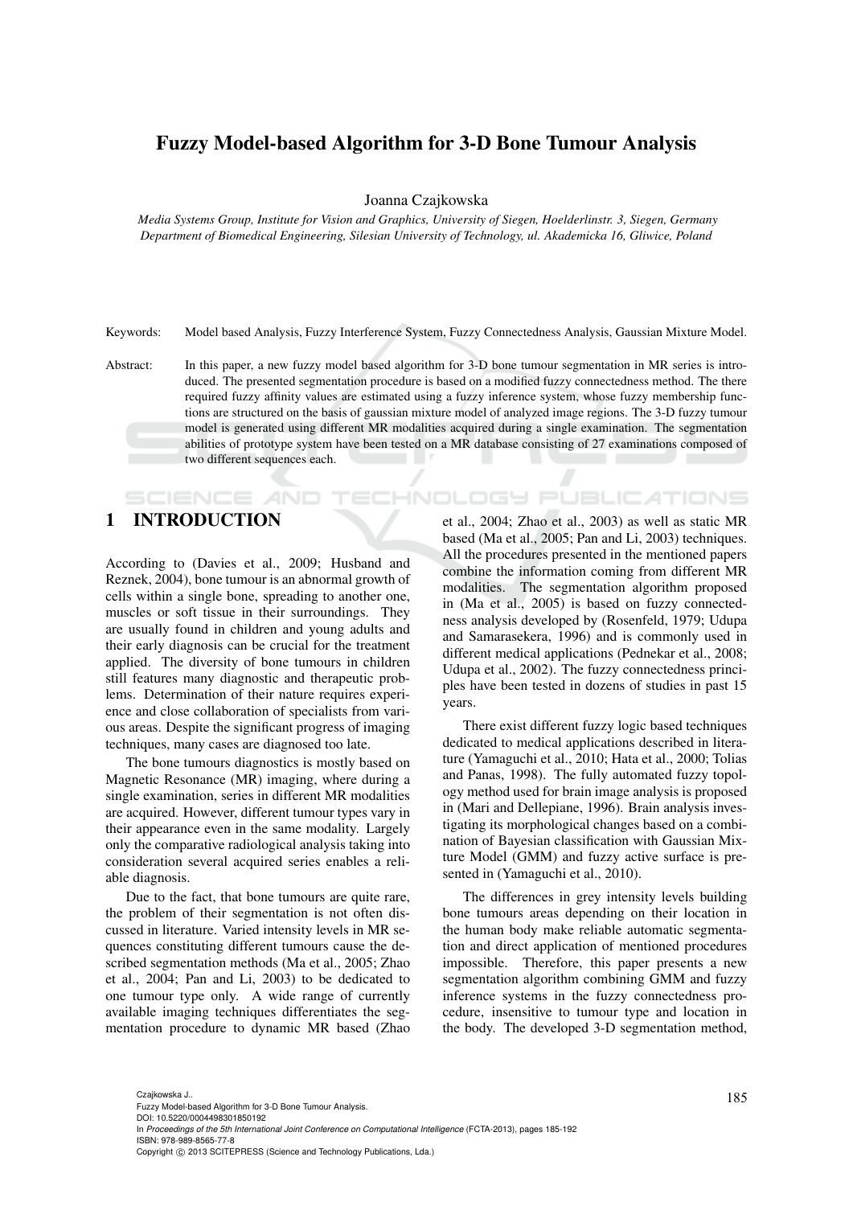# Fuzzy Model-based Algorithm for 3-D Bone Tumour Analysis

Joanna Czajkowska

*Media Systems Group, Institute for Vision and Graphics, University of Siegen, Hoelderlinstr. 3, Siegen, Germany*
*Department of Biomedical Engineering, Silesian University of Technology, ul. Akademicka 16, Gliwice, Poland*

**Keywords:** Model based Analysis, Fuzzy Interference System, Fuzzy Connectedness Analysis, Gaussian Mixture Model.

**Abstract:** In this paper, a new fuzzy model based algorithm for 3-D bone tumour segmentation in MR series is introduced. The presented segmentation procedure is based on a modified fuzzy connectedness method. The there required fuzzy affinity values are estimated using a fuzzy inference system, whose fuzzy membership functions are structured on the basis of gaussian mixture model of analyzed image regions. The 3-D fuzzy tumour model is generated using different MR modalities acquired during a single examination. The segmentation abilities of prototype system have been tested on a MR database consisting of 27 examinations composed of two different sequences each.

## 1 INTRODUCTION

According to (Davies et al., 2009; Husband and Reznek, 2004), bone tumour is an abnormal growth of cells within a single bone, spreading to another one, muscles or soft tissue in their surroundings. They are usually found in children and young adults and their early diagnosis can be crucial for the treatment applied. The diversity of bone tumours in children still features many diagnostic and therapeutic problems. Determination of their nature requires experience and close collaboration of specialists from various areas. Despite the significant progress of imaging techniques, many cases are diagnosed too late.

The bone tumours diagnostics is mostly based on Magnetic Resonance (MR) imaging, where during a single examination, series in different MR modalities are acquired. However, different tumour types vary in their appearance even in the same modality. Largely only the comparative radiological analysis taking into consideration several acquired series enables a reliable diagnosis.

Due to the fact, that bone tumours are quite rare, the problem of their segmentation is not often discussed in literature. Varied intensity levels in MR sequences constituting different tumours cause the described segmentation methods (Ma et al., 2005; Zhao et al., 2004; Pan and Li, 2003) to be dedicated to one tumour type only. A wide range of currently available imaging techniques differentiates the segmentation procedure to dynamic MR based (Zhao et al., 2004; Zhao et al., 2003) as well as static MR based (Ma et al., 2005; Pan and Li, 2003) techniques. All the procedures presented in the mentioned papers combine the information coming from different MR modalities. The segmentation algorithm proposed in (Ma et al., 2005) is based on fuzzy connectedness analysis developed by (Rosenfeld, 1979; Udupa and Samarasekera, 1996) and is commonly used in different medical applications (Pednekar et al., 2008; Udupa et al., 2002). The fuzzy connectedness principles have been tested in dozens of studies in past 15 years.

There exist different fuzzy logic based techniques dedicated to medical applications described in literature (Yamaguchi et al., 2010; Hata et al., 2000; Tolias and Panas, 1998). The fully automated fuzzy topology method used for brain image analysis is proposed in (Mari and Dellepiane, 1996). Brain analysis investigating its morphological changes based on a combination of Bayesian classification with Gaussian Mixture Model (GMM) and fuzzy active surface is presented in (Yamaguchi et al., 2010).

The differences in grey intensity levels building bone tumours areas depending on their location in the human body make reliable automatic segmentation and direct application of mentioned procedures impossible. Therefore, this paper presents a new segmentation algorithm combining GMM and fuzzy inference systems in the fuzzy connectedness procedure, insensitive to tumour type and location in the body. The developed 3-D segmentation method,

Czajkowska J..
Fuzzy Model-based Algorithm for 3-D Bone Tumour Analysis.
DOI: 10.5220/0004498301850192
In *Proceedings of the 5th International Joint Conference on Computational Intelligence* (FCTA-2013), pages 185-192
ISBN: 978-989-8565-77-8
Copyright © 2013 SCITEPRESS (Science and Technology Publications, Lda.)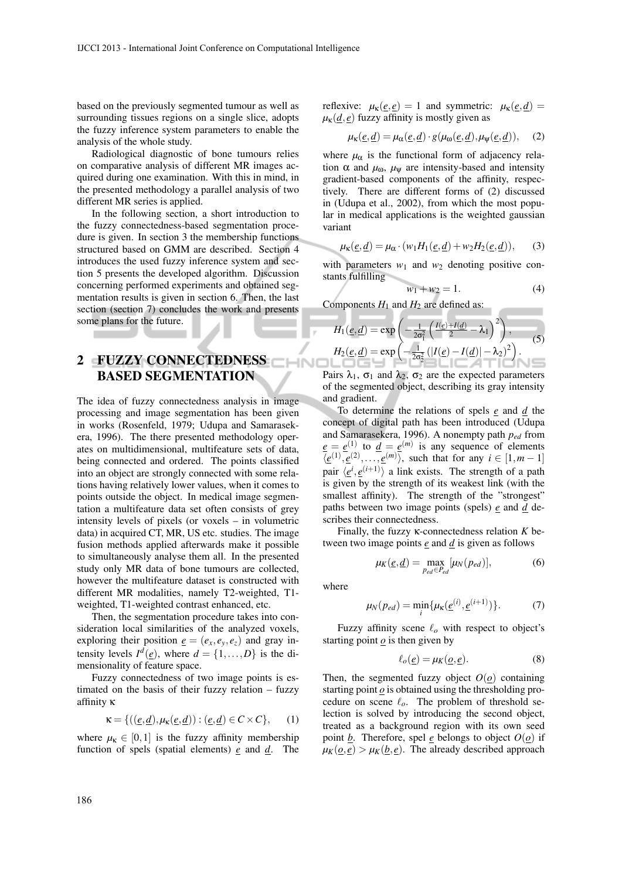based on the previously segmented tumour as well as surrounding tissues regions on a single slice, adopts the fuzzy inference system parameters to enable the analysis of the whole study.

Radiological diagnostic of bone tumours relies on comparative analysis of different MR images acquired during one examination. With this in mind, in the presented methodology a parallel analysis of two different MR series is applied.

In the following section, a short introduction to the fuzzy connectedness-based segmentation procedure is given. In section 3 the membership functions structured based on GMM are described. Section 4 introduces the used fuzzy inference system and section 5 presents the developed algorithm. Discussion concerning performed experiments and obtained segmentation results is given in section 6. Then, the last section (section 7) concludes the work and presents some plans for the future.

## 2 FUZZY CONNECTEDNESS BASED SEGMENTATION

The idea of fuzzy connectedness analysis in image processing and image segmentation has been given in works (Rosenfeld, 1979; Udupa and Samarasekera, 1996). The there presented methodology operates on multidimensional, multifeature sets of data, being connected and ordered. The points classified into an object are strongly connected with some relations having relatively lower values, when it comes to points outside the object. In medical image segmentation a multifeature data set often consists of grey intensity levels of pixels (or voxels – in volumetric data) in acquired CT, MR, US etc. studies. The image fusion methods applied afterwards make it possible to simultaneously analyse them all. In the presented study only MR data of bone tumours are collected, however the multifeature dataset is constructed with different MR modalities, namely T2-weighted, T1-weighted, T1-weighted contrast enhanced, etc.

Then, the segmentation procedure takes into consideration local similarities of the analyzed voxels, exploring their position $\underline{e} = (e_x, e_y, e_z)$ and gray intensity levels $I^d(\underline{e})$, where $d = \{1, \ldots, D\}$ is the dimensionality of feature space.

Fuzzy connectedness of two image points is estimated on the basis of their fuzzy relation – fuzzy affinity $\kappa$

$$\kappa = \{((\underline{e}, \underline{d}), \mu_\kappa(\underline{e}, \underline{d})) : (\underline{e}, \underline{d}) \in C \times C\}, \qquad (1)$$

where $\mu_\kappa \in [0, 1]$ is the fuzzy affinity membership function of spels (spatial elements) $\underline{e}$ and $\underline{d}$. The reflexive: $\mu_\kappa(\underline{e}, \underline{e}) = 1$ and symmetric: $\mu_\kappa(\underline{e}, \underline{d}) = \mu_\kappa(\underline{d}, \underline{e})$ fuzzy affinity is mostly given as

$$\mu_\kappa(\underline{e}, \underline{d}) = \mu_\alpha(\underline{e}, \underline{d}) \cdot g(\mu_\omega(\underline{e}, \underline{d}), \mu_\psi(\underline{e}, \underline{d})), \qquad (2)$$

where $\mu_\alpha$ is the functional form of adjacency relation $\alpha$ and $\mu_\omega$, $\mu_\psi$ are intensity-based and intensity gradient-based components of the affinity, respectively. There are different forms of (2) discussed in (Udupa et al., 2002), from which the most popular in medical applications is the weighted gaussian variant

$$\mu_\kappa(\underline{e}, \underline{d}) = \mu_\alpha \cdot (w_1 H_1(\underline{e}, \underline{d}) + w_2 H_2(\underline{e}, \underline{d})), \qquad (3)$$

with parameters $w_1$ and $w_2$ denoting positive constants fulfilling

$$w_1 + w_2 = 1. \qquad (4)$$

Components $H_1$ and $H_2$ are defined as:

$$\begin{aligned} H_1(\underline{e}, \underline{d}) &= \exp\left(-\frac{1}{2\sigma_1^2}\left(\frac{I(\underline{e})+I(\underline{d})}{2} - \lambda_1\right)^2\right), \\ H_2(\underline{e}, \underline{d}) &= \exp\left(-\frac{1}{2\sigma_2^2}\left(|I(\underline{e}) - I(\underline{d})| - \lambda_2\right)^2\right). \end{aligned} \qquad (5)$$

Pairs $\lambda_1$, $\sigma_1$ and $\lambda_2$, $\sigma_2$ are the expected parameters of the segmented object, describing its gray intensity and gradient.

To determine the relations of spels $\underline{e}$ and $\underline{d}$ the concept of digital path has been introduced (Udupa and Samarasekera, 1996). A nonempty path $p_{ed}$ from $\underline{e} = \underline{e}^{(1)}$ to $\underline{d} = \underline{e}^{(m)}$ is any sequence of elements $\langle \underline{e}^{(1)}, \underline{e}^{(2)}, \ldots, \underline{e}^{(m)} \rangle$, such that for any $i \in [1, m-1]$ pair $\langle \underline{e}^i, \underline{e}^{(i+1)} \rangle$ a link exists. The strength of a path is given by the strength of its weakest link (with the smallest affinity). The strength of the "strongest" paths between two image points (spels) $\underline{e}$ and $\underline{d}$ describes their connectedness.

Finally, the fuzzy $\kappa$-connectedness relation $K$ between two image points $\underline{e}$ and $\underline{d}$ is given as follows

$$\mu_K(\underline{e}, \underline{d}) = \max_{p_{ed} \in P_{ed}} [\mu_N(p_{ed})], \qquad (6)$$

where

$$\mu_N(p_{ed}) = \min_i \{\mu_\kappa(\underline{e}^{(i)}, \underline{e}^{(i+1)})\}. \qquad (7)$$

Fuzzy affinity scene $\ell_o$ with respect to object's starting point $\underline{o}$ is then given by

$$\ell_o(\underline{e}) = \mu_K(\underline{o}, \underline{e}). \qquad (8)$$

Then, the segmented fuzzy object $O(\underline{o})$ containing starting point $\underline{o}$ is obtained using the thresholding procedure on scene $\ell_o$. The problem of threshold selection is solved by introducing the second object, treated as a background region with its own seed point $\underline{b}$. Therefore, spel $\underline{e}$ belongs to object $O(\underline{o})$ if $\mu_K(\underline{o}, \underline{e}) > \mu_K(\underline{b}, \underline{e})$. The already described approach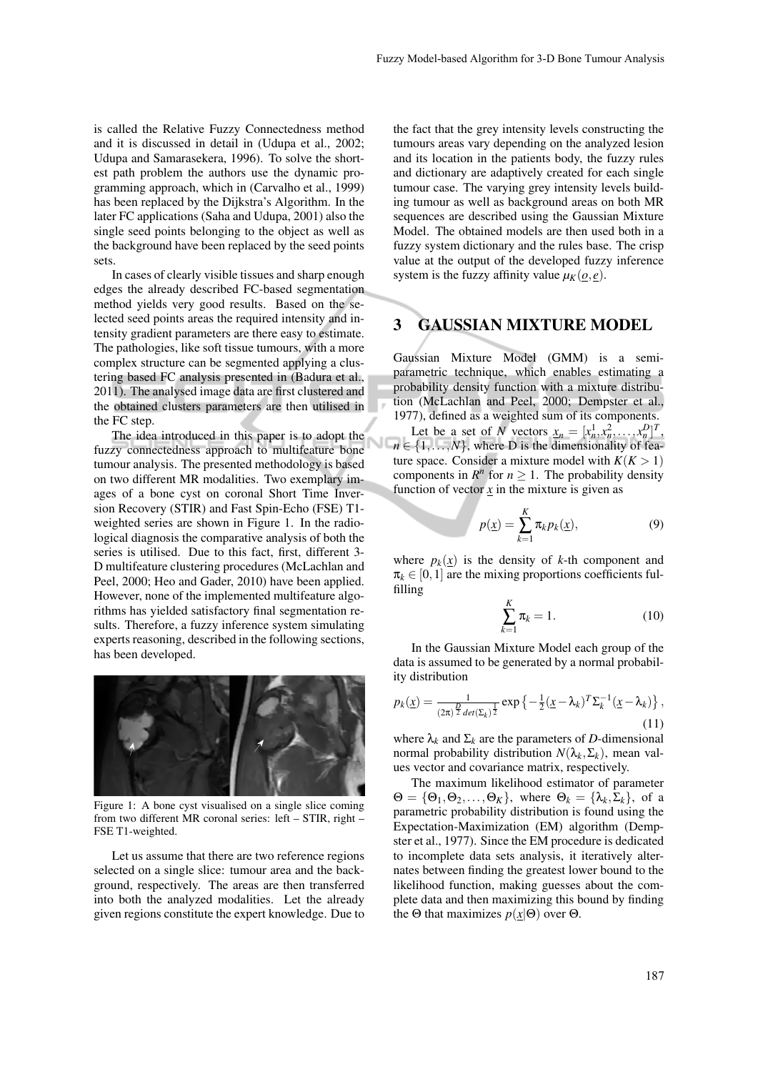is called the Relative Fuzzy Connectedness method and it is discussed in detail in (Udupa et al., 2002; Udupa and Samarasekera, 1996). To solve the shortest path problem the authors use the dynamic programming approach, which in (Carvalho et al., 1999) has been replaced by the Dijkstra's Algorithm. In the later FC applications (Saha and Udupa, 2001) also the single seed points belonging to the object as well as the background have been replaced by the seed points sets.

In cases of clearly visible tissues and sharp enough edges the already described FC-based segmentation method yields very good results. Based on the selected seed points areas the required intensity and intensity gradient parameters are there easy to estimate. The pathologies, like soft tissue tumours, with a more complex structure can be segmented applying a clustering based FC analysis presented in (Badura et al., 2011). The analysed image data are first clustered and the obtained clusters parameters are then utilised in the FC step.

The idea introduced in this paper is to adopt the fuzzy connectedness approach to multifeature bone tumour analysis. The presented methodology is based on two different MR modalities. Two exemplary images of a bone cyst on coronal Short Time Inversion Recovery (STIR) and Fast Spin-Echo (FSE) T1-weighted series are shown in Figure 1. In the radiological diagnosis the comparative analysis of both the series is utilised. Due to this fact, first, different 3-D multifeature clustering procedures (McLachlan and Peel, 2000; Heo and Gader, 2010) have been applied. However, none of the implemented multifeature algorithms has yielded satisfactory final segmentation results. Therefore, a fuzzy inference system simulating experts reasoning, described in the following sections, has been developed.

Figure 1: A bone cyst visualised on a single slice coming from two different MR coronal series: left – STIR, right – FSE T1-weighted.

Let us assume that there are two reference regions selected on a single slice: tumour area and the background, respectively. The areas are then transferred into both the analyzed modalities. Let the already given regions constitute the expert knowledge. Due to the fact that the grey intensity levels constructing the tumours areas vary depending on the analyzed lesion and its location in the patients body, the fuzzy rules and dictionary are adaptively created for each single tumour case. The varying grey intensity levels building tumour as well as background areas on both MR sequences are described using the Gaussian Mixture Model. The obtained models are then used both in a fuzzy system dictionary and the rules base. The crisp value at the output of the developed fuzzy inference system is the fuzzy affinity value $\mu_K(\underline{o}, \underline{e})$.

## 3 GAUSSIAN MIXTURE MODEL

Gaussian Mixture Model (GMM) is a semi-parametric technique, which enables estimating a probability density function with a mixture distribution (McLachlan and Peel, 2000; Dempster et al., 1977), defined as a weighted sum of its components.

Let be a set of $N$ vectors $\underline{x}_n = [x_n^1, x_n^2, \ldots, x_n^D]^T$, $n \in \{1, \ldots, N\}$, where D is the dimensionality of feature space. Consider a mixture model with $K (K > 1)$ components in $R^n$ for $n \geq 1$. The probability density function of vector $\underline{x}$ in the mixture is given as

$$p(\underline{x}) = \sum_{k=1}^{K} \pi_k p_k(\underline{x}), \tag{9}$$

where $p_k(\underline{x})$ is the density of $k$-th component and $\pi_k \in [0, 1]$ are the mixing proportions coefficients fulfilling

$$\sum_{k=1}^{K} \pi_k = 1. \tag{10}$$

In the Gaussian Mixture Model each group of the data is assumed to be generated by a normal probability distribution

$$p_k(\underline{x}) = \frac{1}{(2\pi)^{\frac{D}{2}} det(\Sigma_k)^{\frac{1}{2}}} \exp\left\{-\frac{1}{2}(\underline{x} - \lambda_k)^T \Sigma_k^{-1} (\underline{x} - \lambda_k)\right\}, \tag{11}$$

where $\lambda_k$ and $\Sigma_k$ are the parameters of $D$-dimensional normal probability distribution $N(\lambda_k, \Sigma_k)$, mean values vector and covariance matrix, respectively.

The maximum likelihood estimator of parameter $\Theta = \{\Theta_1, \Theta_2, \ldots, \Theta_K\}$, where $\Theta_k = \{\lambda_k, \Sigma_k\}$, of a parametric probability distribution is found using the Expectation-Maximization (EM) algorithm (Dempster et al., 1977). Since the EM procedure is dedicated to incomplete data sets analysis, it iteratively alternates between finding the greatest lower bound to the likelihood function, making guesses about the complete data and then maximizing this bound by finding the $\Theta$ that maximizes $p(\underline{x}|\Theta)$ over $\Theta$.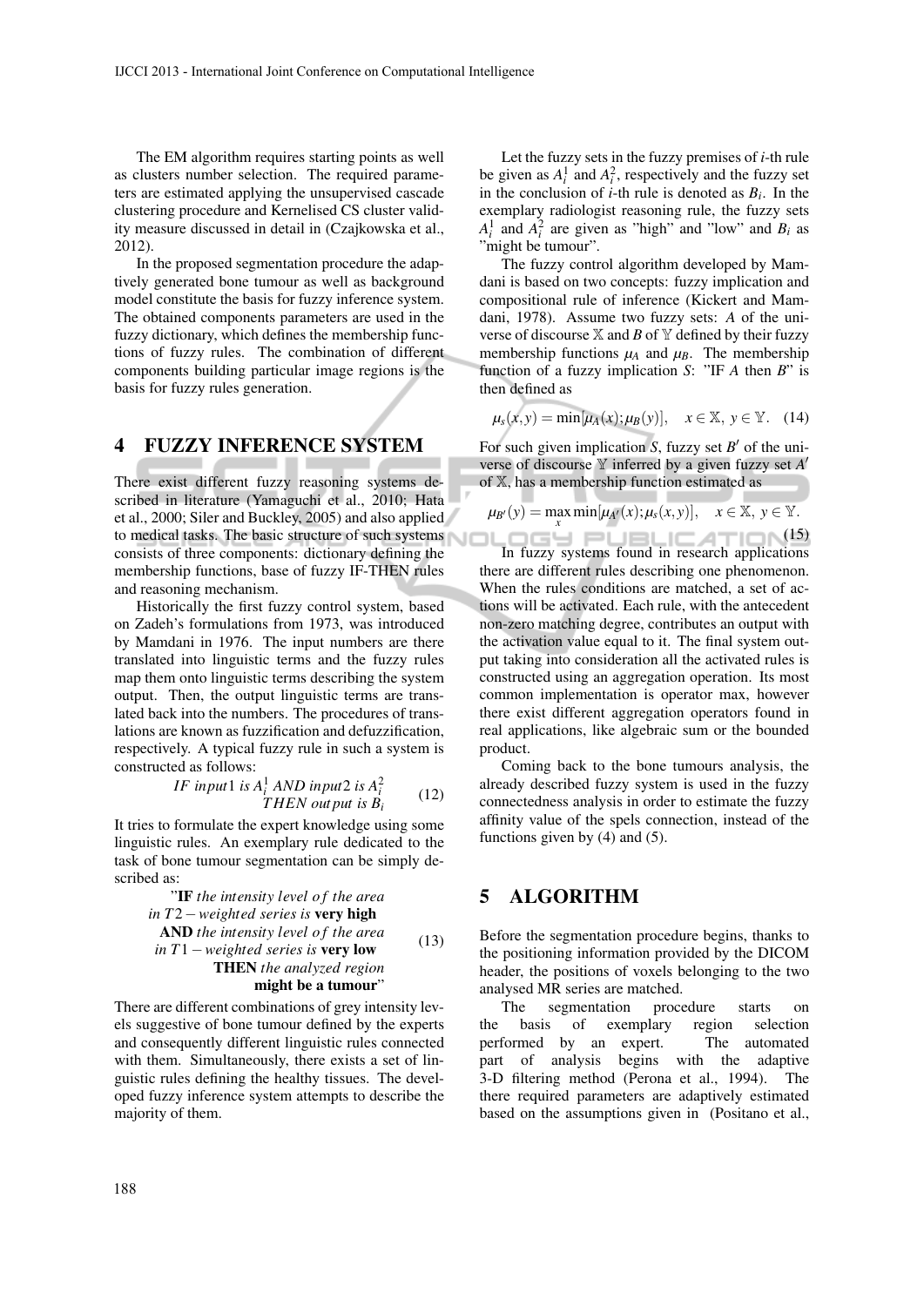The EM algorithm requires starting points as well as clusters number selection. The required parameters are estimated applying the unsupervised cascade clustering procedure and Kernelised CS cluster validity measure discussed in detail in (Czajkowska et al., 2012).

In the proposed segmentation procedure the adaptively generated bone tumour as well as background model constitute the basis for fuzzy inference system. The obtained components parameters are used in the fuzzy dictionary, which defines the membership functions of fuzzy rules. The combination of different components building particular image regions is the basis for fuzzy rules generation.

## 4 FUZZY INFERENCE SYSTEM

There exist different fuzzy reasoning systems described in literature (Yamaguchi et al., 2010; Hata et al., 2000; Siler and Buckley, 2005) and also applied to medical tasks. The basic structure of such systems consists of three components: dictionary defining the membership functions, base of fuzzy IF-THEN rules and reasoning mechanism.

Historically the first fuzzy control system, based on Zadeh's formulations from 1973, was introduced by Mamdani in 1976. The input numbers are there translated into linguistic terms and the fuzzy rules map them onto linguistic terms describing the system output. Then, the output linguistic terms are translated back into the numbers. The procedures of translations are known as fuzzification and defuzzification, respectively. A typical fuzzy rule in such a system is constructed as follows:

$$\begin{array}{r} IF\ input1\ is\ A_i^1\ AND\ input2\ is\ A_i^2 \\ THEN\ output\ is\ B_i \end{array} \tag{12}$$

It tries to formulate the expert knowledge using some linguistic rules. An exemplary rule dedicated to the task of bone tumour segmentation can be simply described as:

"**IF** *the intensity level of the area in T2 − weighted series is* **very high AND** *the intensity level of the area in T1 − weighted series is* **very low THEN** *the analyzed region* **might be a tumour**" (13)

There are different combinations of grey intensity levels suggestive of bone tumour defined by the experts and consequently different linguistic rules connected with them. Simultaneously, there exists a set of linguistic rules defining the healthy tissues. The developed fuzzy inference system attempts to describe the majority of them.

Let the fuzzy sets in the fuzzy premises of $i$-th rule be given as $A_i^1$ and $A_i^2$, respectively and the fuzzy set in the conclusion of $i$-th rule is denoted as $B_i$. In the exemplary radiologist reasoning rule, the fuzzy sets $A_i^1$ and $A_i^2$ are given as "high" and "low" and $B_i$ as "might be tumour".

The fuzzy control algorithm developed by Mamdani is based on two concepts: fuzzy implication and compositional rule of inference (Kickert and Mamdani, 1978). Assume two fuzzy sets: $A$ of the universe of discourse $\mathbb{X}$ and $B$ of $\mathbb{Y}$ defined by their fuzzy membership functions $\mu_A$ and $\mu_B$. The membership function of a fuzzy implication $S$: "IF $A$ then $B$" is then defined as

$$\mu_s(x,y) = \min[\mu_A(x);\mu_B(y)], \quad x \in \mathbb{X},\ y \in \mathbb{Y}. \tag{14}$$

For such given implication $S$, fuzzy set $B'$ of the universe of discourse $\mathbb{Y}$ inferred by a given fuzzy set $A'$ of $\mathbb{X}$, has a membership function estimated as

$$\mu_{B'}(y) = \max_x \min[\mu_{A'}(x);\mu_s(x,y)], \quad x \in \mathbb{X},\ y \in \mathbb{Y}. \tag{15}$$

In fuzzy systems found in research applications there are different rules describing one phenomenon. When the rules conditions are matched, a set of actions will be activated. Each rule, with the antecedent non-zero matching degree, contributes an output with the activation value equal to it. The final system output taking into consideration all the activated rules is constructed using an aggregation operation. Its most common implementation is operator max, however there exist different aggregation operators found in real applications, like algebraic sum or the bounded product.

Coming back to the bone tumours analysis, the already described fuzzy system is used in the fuzzy connectedness analysis in order to estimate the fuzzy affinity value of the spels connection, instead of the functions given by (4) and (5).

## 5 ALGORITHM

Before the segmentation procedure begins, thanks to the positioning information provided by the DICOM header, the positions of voxels belonging to the two analysed MR series are matched.

The segmentation procedure starts on the basis of exemplary region selection performed by an expert. The automated part of analysis begins with the adaptive 3-D filtering method (Perona et al., 1994). The there required parameters are adaptively estimated based on the assumptions given in (Positano et al.,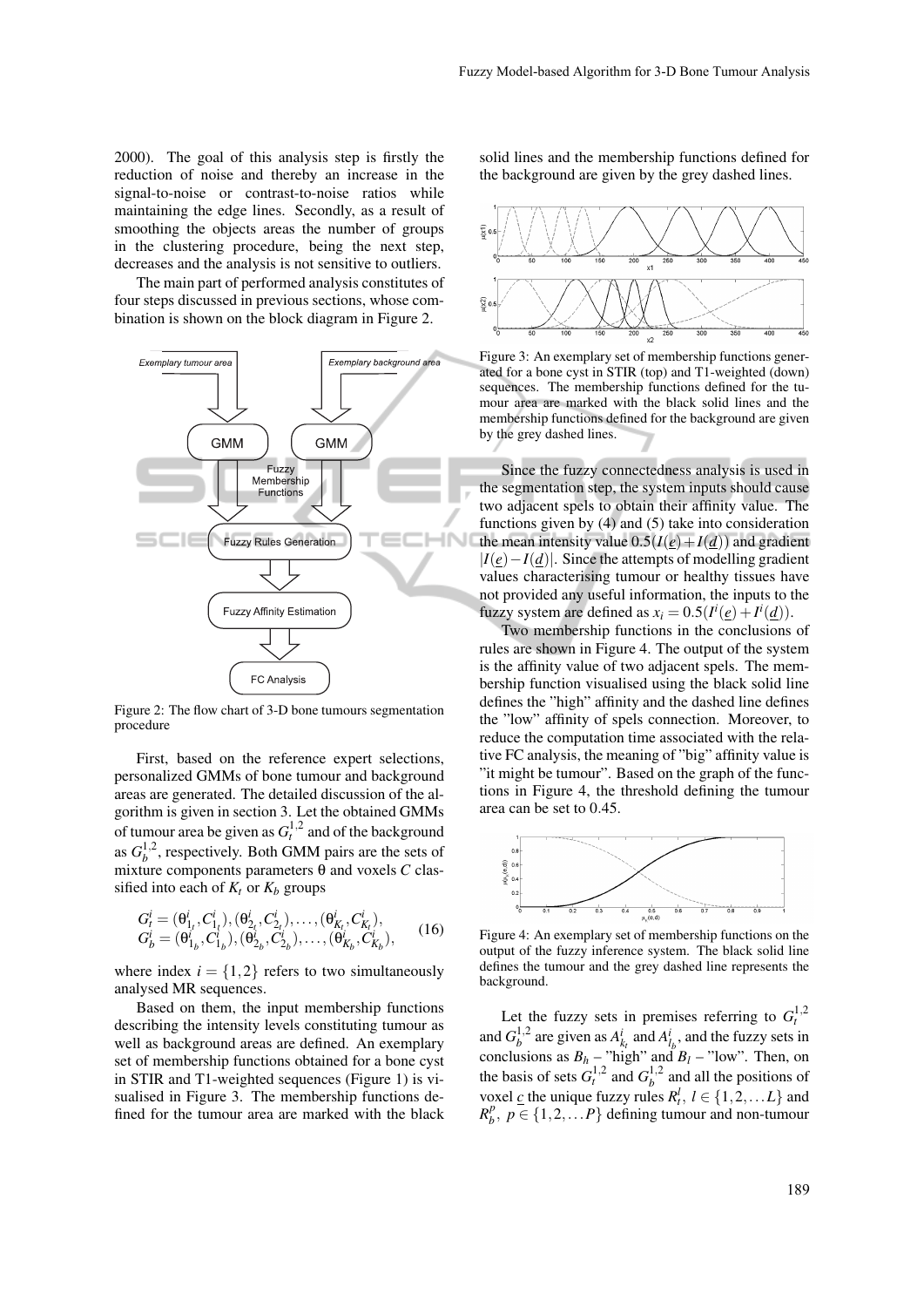2000). The goal of this analysis step is firstly the reduction of noise and thereby an increase in the signal-to-noise or contrast-to-noise ratios while maintaining the edge lines. Secondly, as a result of smoothing the objects areas the number of groups in the clustering procedure, being the next step, decreases and the analysis is not sensitive to outliers.

The main part of performed analysis constitutes of four steps discussed in previous sections, whose combination is shown on the block diagram in Figure 2.

Figure 2: The flow chart of 3-D bone tumours segmentation procedure

First, based on the reference expert selections, personalized GMMs of bone tumour and background areas are generated. The detailed discussion of the algorithm is given in section 3. Let the obtained GMMs of tumour area be given as $G_t^{1,2}$ and of the background as $G_b^{1,2}$, respectively. Both GMM pairs are the sets of mixture components parameters $\theta$ and voxels $C$ classified into each of $K_t$ or $K_b$ groups

$$
\begin{aligned}
G_t^i &= (\theta_{1_t}^i, C_{1_t}^i), (\theta_{2_t}^i, C_{2_t}^i), \ldots, (\theta_{K_t}^i, C_{K_t}^i), \\
G_b^i &= (\theta_{1_b}^i, C_{1_b}^i), (\theta_{2_b}^i, C_{2_b}^i), \ldots, (\theta_{K_b}^i, C_{K_b}^i),
\end{aligned} \tag{16}
$$

where index $i = \{1, 2\}$ refers to two simultaneously analysed MR sequences.

Based on them, the input membership functions describing the intensity levels constituting tumour as well as background areas are defined. An exemplary set of membership functions obtained for a bone cyst in STIR and T1-weighted sequences (Figure 1) is visualised in Figure 3. The membership functions defined for the tumour area are marked with the black solid lines and the membership functions defined for the background are given by the grey dashed lines.

Figure 3: An exemplary set of membership functions generated for a bone cyst in STIR (top) and T1-weighted (down) sequences. The membership functions defined for the tumour area are marked with the black solid lines and the membership functions defined for the background are given by the grey dashed lines.

Since the fuzzy connectedness analysis is used in the segmentation step, the system inputs should cause two adjacent spels to obtain their affinity value. The functions given by (4) and (5) take into consideration the mean intensity value $0.5(I(\underline{e}) + I(\underline{d}))$ and gradient $|I(\underline{e}) - I(\underline{d})|$. Since the attempts of modelling gradient values characterising tumour or healthy tissues have not provided any useful information, the inputs to the fuzzy system are defined as $x_i = 0.5(I^i(\underline{e}) + I^i(\underline{d}))$.

Two membership functions in the conclusions of rules are shown in Figure 4. The output of the system is the affinity value of two adjacent spels. The membership function visualised using the black solid line defines the "high" affinity and the dashed line defines the "low" affinity of spels connection. Moreover, to reduce the computation time associated with the relative FC analysis, the meaning of "big" affinity value is "it might be tumour". Based on the graph of the functions in Figure 4, the threshold defining the tumour area can be set to 0.45.

Figure 4: An exemplary set of membership functions on the output of the fuzzy inference system. The black solid line defines the tumour and the grey dashed line represents the background.

Let the fuzzy sets in premises referring to $G_t^{1,2}$ and $G_b^{1,2}$ are given as $A_{k_t}^i$ and $A_{l_b}^i$, and the fuzzy sets in conclusions as $B_h$ – "high" and $B_l$ – "low". Then, on the basis of sets $G_t^{1,2}$ and $G_b^{1,2}$ and all the positions of voxel $\underline{c}$ the unique fuzzy rules $R_t^l,\ l \in \{1, 2, \ldots L\}$ and $R_b^p,\ p \in \{1, 2, \ldots P\}$ defining tumour and non-tumour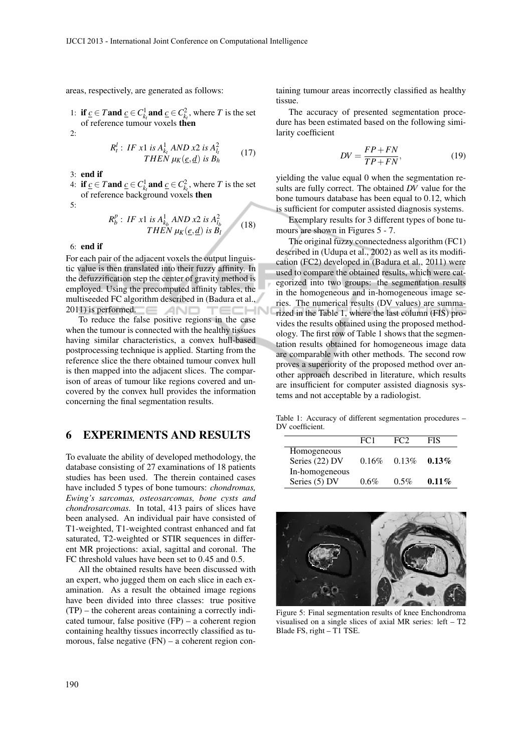areas, respectively, are generated as follows:

1: **if** $\underline{c} \in T$ **and** $\underline{c} \in C^1_{k_t}$ **and** $\underline{c} \in C^2_{k_t}$, where $T$ is the set of reference tumour voxels **then**

2:

$$R^l_t: \; IF \; x1 \; is \; A^1_{k_t} \; AND \; x2 \; is \; A^2_{l_t} \; THEN \; \mu_K(\underline{e}, \underline{d}) \; is \; B_h \tag{17}$$

3: **end if**

4: **if** $\underline{c} \in T$ **and** $\underline{c} \in C^1_{k_t}$ **and** $\underline{c} \in C^2_{k_t}$, where $T$ is the set of reference background voxels **then**

5:

$$R^p_b: \; IF \; x1 \; is \; A^1_{k_b} \; AND \; x2 \; is \; A^2_{l_b} \; THEN \; \mu_K(\underline{e}, \underline{d}) \; is \; B_l \tag{18}$$

6: **end if**

For each pair of the adjacent voxels the output linguistic value is then translated into their fuzzy affinity. In the defuzzification step the center of gravity method is employed. Using the precomputed affinity tables, the multiseeded FC algorithm described in (Badura et al., 2011) is performed.

To reduce the false positive regions in the case when the tumour is connected with the healthy tissues having similar characteristics, a convex hull-based postprocessing technique is applied. Starting from the reference slice the there obtained tumour convex hull is then mapped into the adjacent slices. The comparison of areas of tumour like regions covered and uncovered by the convex hull provides the information concerning the final segmentation results.

## 6 EXPERIMENTS AND RESULTS

To evaluate the ability of developed methodology, the database consisting of 27 examinations of 18 patients studies has been used. The therein contained cases have included 5 types of bone tumours: *chondromas, Ewing's sarcomas, osteosarcomas, bone cysts and chondrosarcomas.* In total, 413 pairs of slices have been analysed. An individual pair have consisted of T1-weighted, T1-weighted contrast enhanced and fat saturated, T2-weighted or STIR sequences in different MR projections: axial, sagittal and coronal. The FC threshold values have been set to 0.45 and 0.5.

All the obtained results have been discussed with an expert, who jugged them on each slice in each examination. As a result the obtained image regions have been divided into three classes: true positive (TP) – the coherent areas containing a correctly indicated tumour, false positive (FP) – a coherent region containing healthy tissues incorrectly classified as tumorous, false negative (FN) – a coherent region containing tumour areas incorrectly classified as healthy tissue.

The accuracy of presented segmentation procedure has been estimated based on the following similarity coefficient

$$DV = \frac{FP + FN}{TP + FN}, \tag{19}$$

yielding the value equal 0 when the segmentation results are fully correct. The obtained *DV* value for the bone tumours database has been equal to 0.12, which is sufficient for computer assisted diagnosis systems.

Exemplary results for 3 different types of bone tumours are shown in Figures 5 - 7.

The original fuzzy connectedness algorithm (FC1) described in (Udupa et al., 2002) as well as its modification (FC2) developed in (Badura et al., 2011) were used to compare the obtained results, which were categorized into two groups: the segmentation results in the homogeneous and in-homogeneous image series. The numerical results (DV values) are summarized in the Table 1, where the last column (FIS) provides the results obtained using the proposed methodology. The first row of Table 1 shows that the segmentation results obtained for homogeneous image data are comparable with other methods. The second row proves a superiority of the proposed method over another approach described in literature, which results are insufficient for computer assisted diagnosis systems and not acceptable by a radiologist.

Table 1: Accuracy of different segmentation procedures – DV coefficient.

| | FC1 | FC2 | FIS |
|---|---|---|---|
| Homogeneous Series (22) DV | 0.16% | 0.13% | **0.13%** |
| In-homogeneous Series (5) DV | 0.6% | 0.5% | **0.11%** |

Figure 5: Final segmentation results of knee Enchondroma visualised on a single slices of axial MR series: left – T2 Blade FS, right – T1 TSE.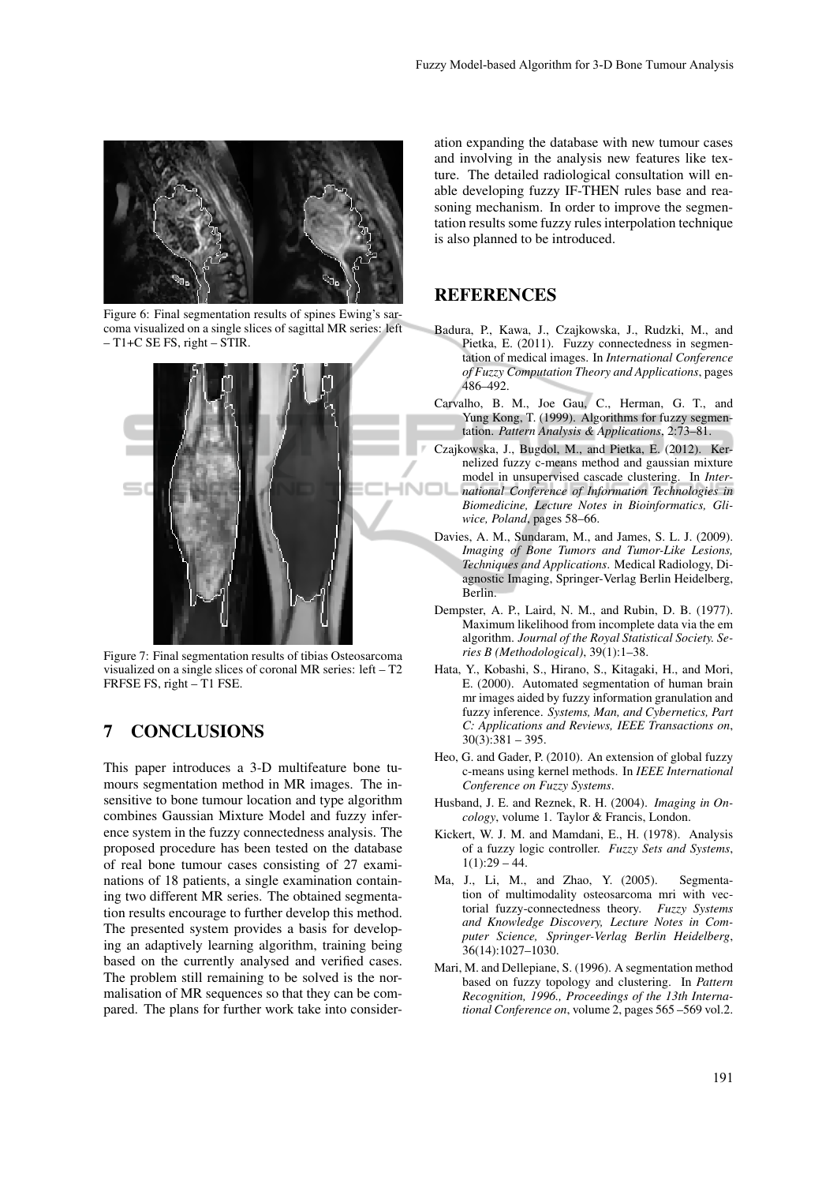Figure 6: Final segmentation results of spines Ewing's sarcoma visualized on a single slices of sagittal MR series: left – T1+C SE FS, right – STIR.

Figure 7: Final segmentation results of tibias Osteosarcoma visualized on a single slices of coronal MR series: left – T2 FRFSE FS, right – T1 FSE.

## 7 CONCLUSIONS

This paper introduces a 3-D multifeature bone tumours segmentation method in MR images. The insensitive to bone tumour location and type algorithm combines Gaussian Mixture Model and fuzzy inference system in the fuzzy connectedness analysis. The proposed procedure has been tested on the database of real bone tumour cases consisting of 27 examinations of 18 patients, a single examination containing two different MR series. The obtained segmentation results encourage to further develop this method. The presented system provides a basis for developing an adaptively learning algorithm, training being based on the currently analysed and verified cases. The problem still remaining to be solved is the normalisation of MR sequences so that they can be compared. The plans for further work take into consideration expanding the database with new tumour cases and involving in the analysis new features like texture. The detailed radiological consultation will enable developing fuzzy IF-THEN rules base and reasoning mechanism. In order to improve the segmentation results some fuzzy rules interpolation technique is also planned to be introduced.

## REFERENCES

Badura, P., Kawa, J., Czajkowska, J., Rudzki, M., and Pietka, E. (2011). Fuzzy connectedness in segmentation of medical images. In *International Conference of Fuzzy Computation Theory and Applications*, pages 486–492.

Carvalho, B. M., Joe Gau, C., Herman, G. T., and Yung Kong, T. (1999). Algorithms for fuzzy segmentation. *Pattern Analysis & Applications*, 2:73–81.

Czajkowska, J., Bugdol, M., and Pietka, E. (2012). Kernelized fuzzy c-means method and gaussian mixture model in unsupervised cascade clustering. In *International Conference of Information Technologies in Biomedicine, Lecture Notes in Bioinformatics, Gliwice, Poland*, pages 58–66.

Davies, A. M., Sundaram, M., and James, S. L. J. (2009). *Imaging of Bone Tumors and Tumor-Like Lesions, Techniques and Applications*. Medical Radiology, Diagnostic Imaging, Springer-Verlag Berlin Heidelberg, Berlin.

Dempster, A. P., Laird, N. M., and Rubin, D. B. (1977). Maximum likelihood from incomplete data via the em algorithm. *Journal of the Royal Statistical Society. Series B (Methodological)*, 39(1):1–38.

Hata, Y., Kobashi, S., Hirano, S., Kitagaki, H., and Mori, E. (2000). Automated segmentation of human brain mr images aided by fuzzy information granulation and fuzzy inference. *Systems, Man, and Cybernetics, Part C: Applications and Reviews, IEEE Transactions on*, 30(3):381 – 395.

Heo, G. and Gader, P. (2010). An extension of global fuzzy c-means using kernel methods. In *IEEE International Conference on Fuzzy Systems*.

Husband, J. E. and Reznek, R. H. (2004). *Imaging in Oncology*, volume 1. Taylor & Francis, London.

Kickert, W. J. M. and Mamdani, E., H. (1978). Analysis of a fuzzy logic controller. *Fuzzy Sets and Systems*, 1(1):29 – 44.

Ma, J., Li, M., and Zhao, Y. (2005). Segmentation of multimodality osteosarcoma mri with vectorial fuzzy-connectedness theory. *Fuzzy Systems and Knowledge Discovery, Lecture Notes in Computer Science, Springer-Verlag Berlin Heidelberg*, 36(14):1027–1030.

Mari, M. and Dellepiane, S. (1996). A segmentation method based on fuzzy topology and clustering. In *Pattern Recognition, 1996., Proceedings of the 13th International Conference on*, volume 2, pages 565 –569 vol.2.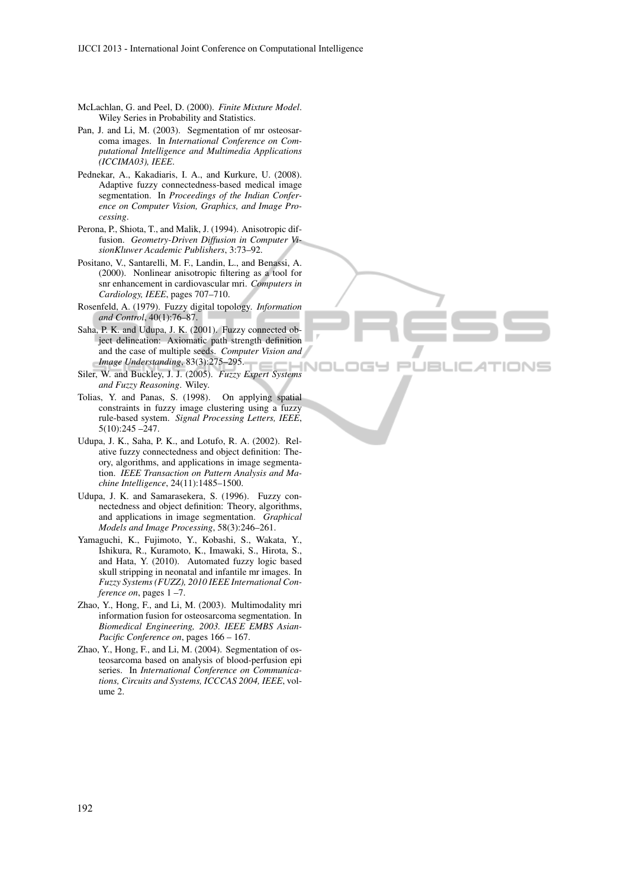McLachlan, G. and Peel, D. (2000). *Finite Mixture Model*. Wiley Series in Probability and Statistics.

Pan, J. and Li, M. (2003). Segmentation of mr osteosarcoma images. In *International Conference on Computational Intelligence and Multimedia Applications (ICCIMA03), IEEE*.

Pednekar, A., Kakadiaris, I. A., and Kurkure, U. (2008). Adaptive fuzzy connectedness-based medical image segmentation. In *Proceedings of the Indian Conference on Computer Vision, Graphics, and Image Processing*.

Perona, P., Shiota, T., and Malik, J. (1994). Anisotropic diffusion. *Geometry-Driven Diffusion in Computer VisionKluwer Academic Publishers*, 3:73–92.

Positano, V., Santarelli, M. F., Landin, L., and Benassi, A. (2000). Nonlinear anisotropic filtering as a tool for snr enhancement in cardiovascular mri. *Computers in Cardiology, IEEE*, pages 707–710.

Rosenfeld, A. (1979). Fuzzy digital topology. *Information and Control*, 40(1):76–87.

Saha, P. K. and Udupa, J. K. (2001). Fuzzy connected object delineation: Axiomatic path strength definition and the case of multiple seeds. *Computer Vision and Image Understanding*, 83(3):275–295.

Siler, W. and Buckley, J. J. (2005). *Fuzzy Expert Systems and Fuzzy Reasoning*. Wiley.

Tolias, Y. and Panas, S. (1998). On applying spatial constraints in fuzzy image clustering using a fuzzy rule-based system. *Signal Processing Letters, IEEE*, 5(10):245 –247.

Udupa, J. K., Saha, P. K., and Lotufo, R. A. (2002). Relative fuzzy connectedness and object definition: Theory, algorithms, and applications in image segmentation. *IEEE Transaction on Pattern Analysis and Machine Intelligence*, 24(11):1485–1500.

Udupa, J. K. and Samarasekera, S. (1996). Fuzzy connectedness and object definition: Theory, algorithms, and applications in image segmentation. *Graphical Models and Image Processing*, 58(3):246–261.

Yamaguchi, K., Fujimoto, Y., Kobashi, S., Wakata, Y., Ishikura, R., Kuramoto, K., Imawaki, S., Hirota, S., and Hata, Y. (2010). Automated fuzzy logic based skull stripping in neonatal and infantile mr images. In *Fuzzy Systems (FUZZ), 2010 IEEE International Conference on*, pages 1 –7.

Zhao, Y., Hong, F., and Li, M. (2003). Multimodality mri information fusion for osteosarcoma segmentation. In *Biomedical Engineering, 2003. IEEE EMBS Asian-Pacific Conference on*, pages 166 – 167.

Zhao, Y., Hong, F., and Li, M. (2004). Segmentation of osteosarcoma based on analysis of blood-perfusion epi series. In *International Conference on Communications, Circuits and Systems, ICCCAS 2004, IEEE*, volume 2.